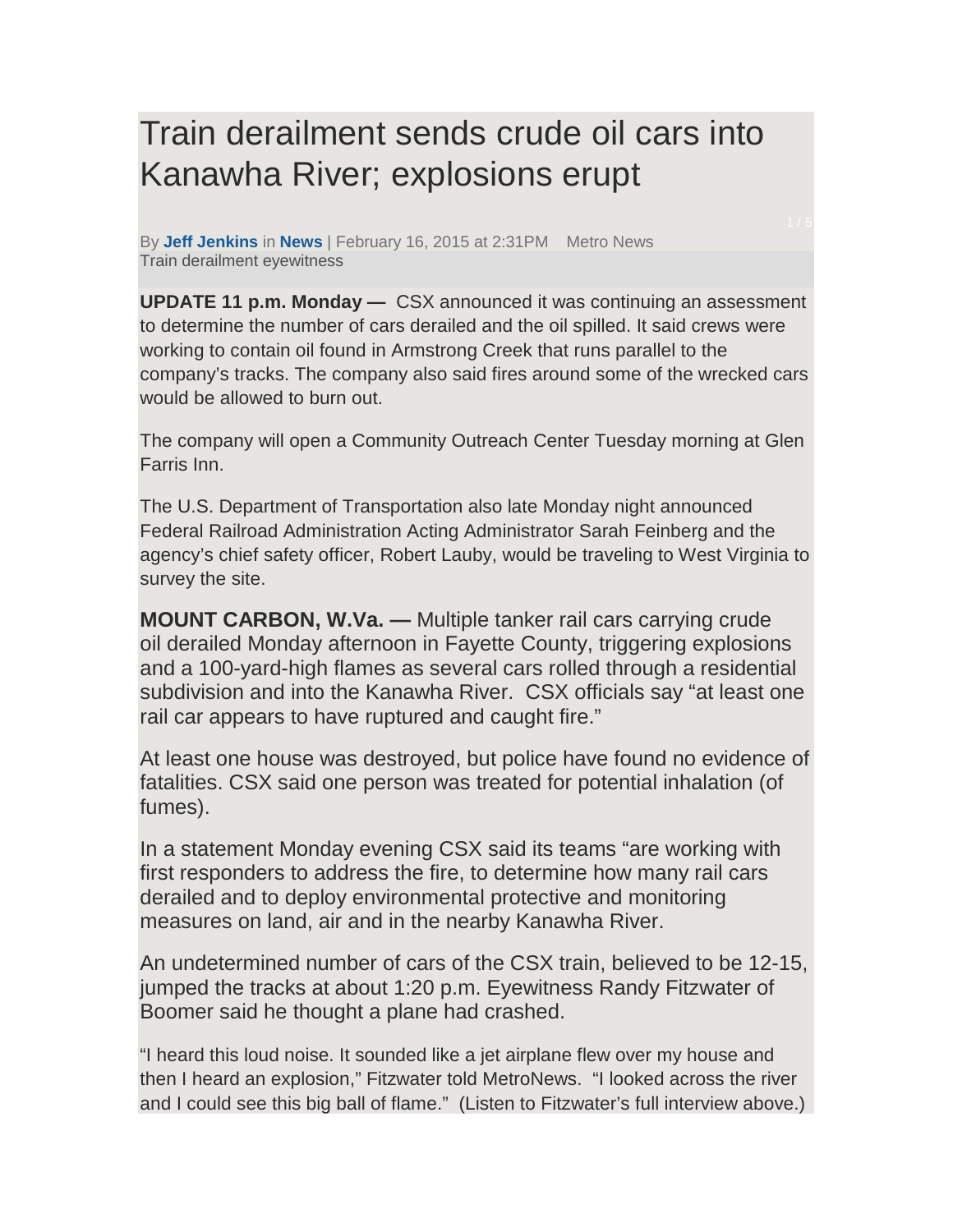# Train derailment sends crude oil cars into Kanawha River; explosions erupt

By **Jeff Jenkins** in **News** | February 16, 2015 at 2:31PM Metro News
Train derailment eyewitness

**UPDATE 11 p.m. Monday —** CSX announced it was continuing an assessment to determine the number of cars derailed and the oil spilled. It said crews were working to contain oil found in Armstrong Creek that runs parallel to the company's tracks. The company also said fires around some of the wrecked cars would be allowed to burn out.

The company will open a Community Outreach Center Tuesday morning at Glen Farris Inn.

The U.S. Department of Transportation also late Monday night announced Federal Railroad Administration Acting Administrator Sarah Feinberg and the agency's chief safety officer, Robert Lauby, would be traveling to West Virginia to survey the site.

**MOUNT CARBON, W.Va. —** Multiple tanker rail cars carrying crude oil derailed Monday afternoon in Fayette County, triggering explosions and a 100-yard-high flames as several cars rolled through a residential subdivision and into the Kanawha River. CSX officials say "at least one rail car appears to have ruptured and caught fire."

At least one house was destroyed, but police have found no evidence of fatalities. CSX said one person was treated for potential inhalation (of fumes).

In a statement Monday evening CSX said its teams "are working with first responders to address the fire, to determine how many rail cars derailed and to deploy environmental protective and monitoring measures on land, air and in the nearby Kanawha River.

An undetermined number of cars of the CSX train, believed to be 12-15, jumped the tracks at about 1:20 p.m. Eyewitness Randy Fitzwater of Boomer said he thought a plane had crashed.

"I heard this loud noise. It sounded like a jet airplane flew over my house and then I heard an explosion," Fitzwater told MetroNews. "I looked across the river and I could see this big ball of flame." (Listen to Fitzwater's full interview above.)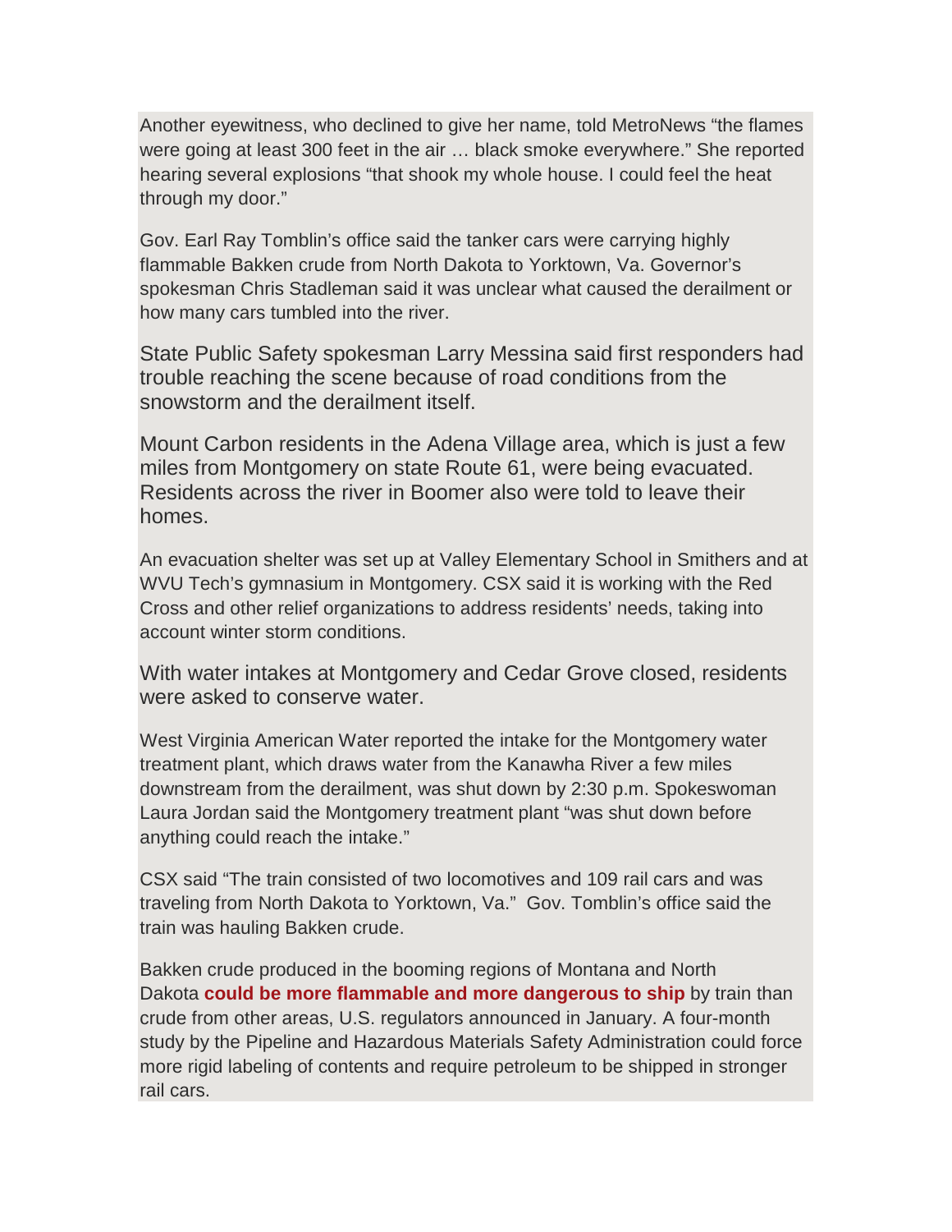Another eyewitness, who declined to give her name, told MetroNews “the flames were going at least 300 feet in the air … black smoke everywhere.” She reported hearing several explosions “that shook my whole house. I could feel the heat through my door.”

Gov. Earl Ray Tomblin’s office said the tanker cars were carrying highly flammable Bakken crude from North Dakota to Yorktown, Va. Governor’s spokesman Chris Stadleman said it was unclear what caused the derailment or how many cars tumbled into the river.

State Public Safety spokesman Larry Messina said first responders had trouble reaching the scene because of road conditions from the snowstorm and the derailment itself.

Mount Carbon residents in the Adena Village area, which is just a few miles from Montgomery on state Route 61, were being evacuated. Residents across the river in Boomer also were told to leave their homes.

An evacuation shelter was set up at Valley Elementary School in Smithers and at WVU Tech’s gymnasium in Montgomery. CSX said it is working with the Red Cross and other relief organizations to address residents’ needs, taking into account winter storm conditions.

With water intakes at Montgomery and Cedar Grove closed, residents were asked to conserve water.

West Virginia American Water reported the intake for the Montgomery water treatment plant, which draws water from the Kanawha River a few miles downstream from the derailment, was shut down by 2:30 p.m. Spokeswoman Laura Jordan said the Montgomery treatment plant “was shut down before anything could reach the intake.”

CSX said “The train consisted of two locomotives and 109 rail cars and was traveling from North Dakota to Yorktown, Va.” Gov. Tomblin’s office said the train was hauling Bakken crude.

Bakken crude produced in the booming regions of Montana and North Dakota **could be more flammable and more dangerous to ship** by train than crude from other areas, U.S. regulators announced in January. A four-month study by the Pipeline and Hazardous Materials Safety Administration could force more rigid labeling of contents and require petroleum to be shipped in stronger rail cars.